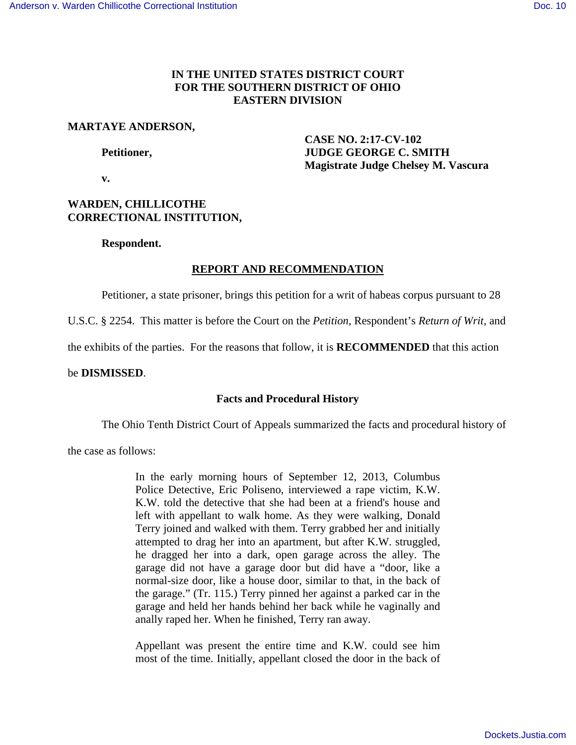**IN THE UNITED STATES DISTRICT COURT**
**FOR THE SOUTHERN DISTRICT OF OHIO**
**EASTERN DIVISION**

**MARTAYE ANDERSON,**

**Petitioner,**

**v.**

**WARDEN, CHILLICOTHE CORRECTIONAL INSTITUTION,**

**Respondent.**

**CASE NO. 2:17-CV-102**
**JUDGE GEORGE C. SMITH**
**Magistrate Judge Chelsey M. Vascura**

## REPORT AND RECOMMENDATION

Petitioner, a state prisoner, brings this petition for a writ of habeas corpus pursuant to 28 U.S.C. § 2254. This matter is before the Court on the *Petition*, Respondent's *Return of Writ*, and the exhibits of the parties. For the reasons that follow, it is **RECOMMENDED** that this action be **DISMISSED**.

### Facts and Procedural History

The Ohio Tenth District Court of Appeals summarized the facts and procedural history of the case as follows:

> In the early morning hours of September 12, 2013, Columbus Police Detective, Eric Poliseno, interviewed a rape victim, K.W. K.W. told the detective that she had been at a friend's house and left with appellant to walk home. As they were walking, Donald Terry joined and walked with them. Terry grabbed her and initially attempted to drag her into an apartment, but after K.W. struggled, he dragged her into a dark, open garage across the alley. The garage did not have a garage door but did have a "door, like a normal-size door, like a house door, similar to that, in the back of the garage." (Tr. 115.) Terry pinned her against a parked car in the garage and held her hands behind her back while he vaginally and anally raped her. When he finished, Terry ran away.
>
> Appellant was present the entire time and K.W. could see him most of the time. Initially, appellant closed the door in the back of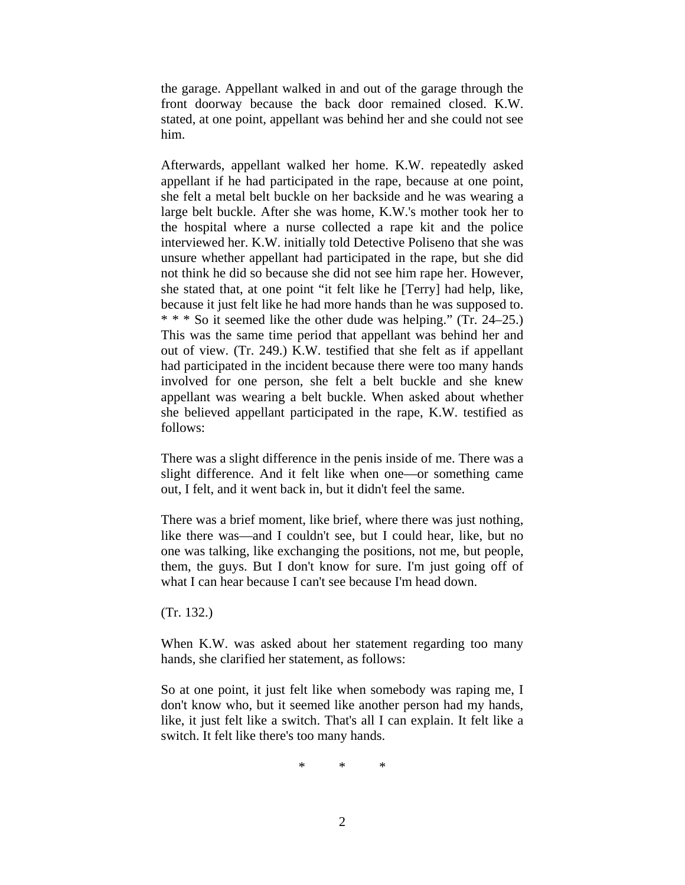the garage. Appellant walked in and out of the garage through the front doorway because the back door remained closed. K.W. stated, at one point, appellant was behind her and she could not see him.

Afterwards, appellant walked her home. K.W. repeatedly asked appellant if he had participated in the rape, because at one point, she felt a metal belt buckle on her backside and he was wearing a large belt buckle. After she was home, K.W.'s mother took her to the hospital where a nurse collected a rape kit and the police interviewed her. K.W. initially told Detective Poliseno that she was unsure whether appellant had participated in the rape, but she did not think he did so because she did not see him rape her. However, she stated that, at one point "it felt like he [Terry] had help, like, because it just felt like he had more hands than he was supposed to. * * * So it seemed like the other dude was helping." (Tr. 24–25.) This was the same time period that appellant was behind her and out of view. (Tr. 249.) K.W. testified that she felt as if appellant had participated in the incident because there were too many hands involved for one person, she felt a belt buckle and she knew appellant was wearing a belt buckle. When asked about whether she believed appellant participated in the rape, K.W. testified as follows:

There was a slight difference in the penis inside of me. There was a slight difference. And it felt like when one—or something came out, I felt, and it went back in, but it didn't feel the same.

There was a brief moment, like brief, where there was just nothing, like there was—and I couldn't see, but I could hear, like, but no one was talking, like exchanging the positions, not me, but people, them, the guys. But I don't know for sure. I'm just going off of what I can hear because I can't see because I'm head down.

(Tr. 132.)

When K.W. was asked about her statement regarding too many hands, she clarified her statement, as follows:

So at one point, it just felt like when somebody was raping me, I don't know who, but it seemed like another person had my hands, like, it just felt like a switch. That's all I can explain. It felt like a switch. It felt like there's too many hands.

\* \* \*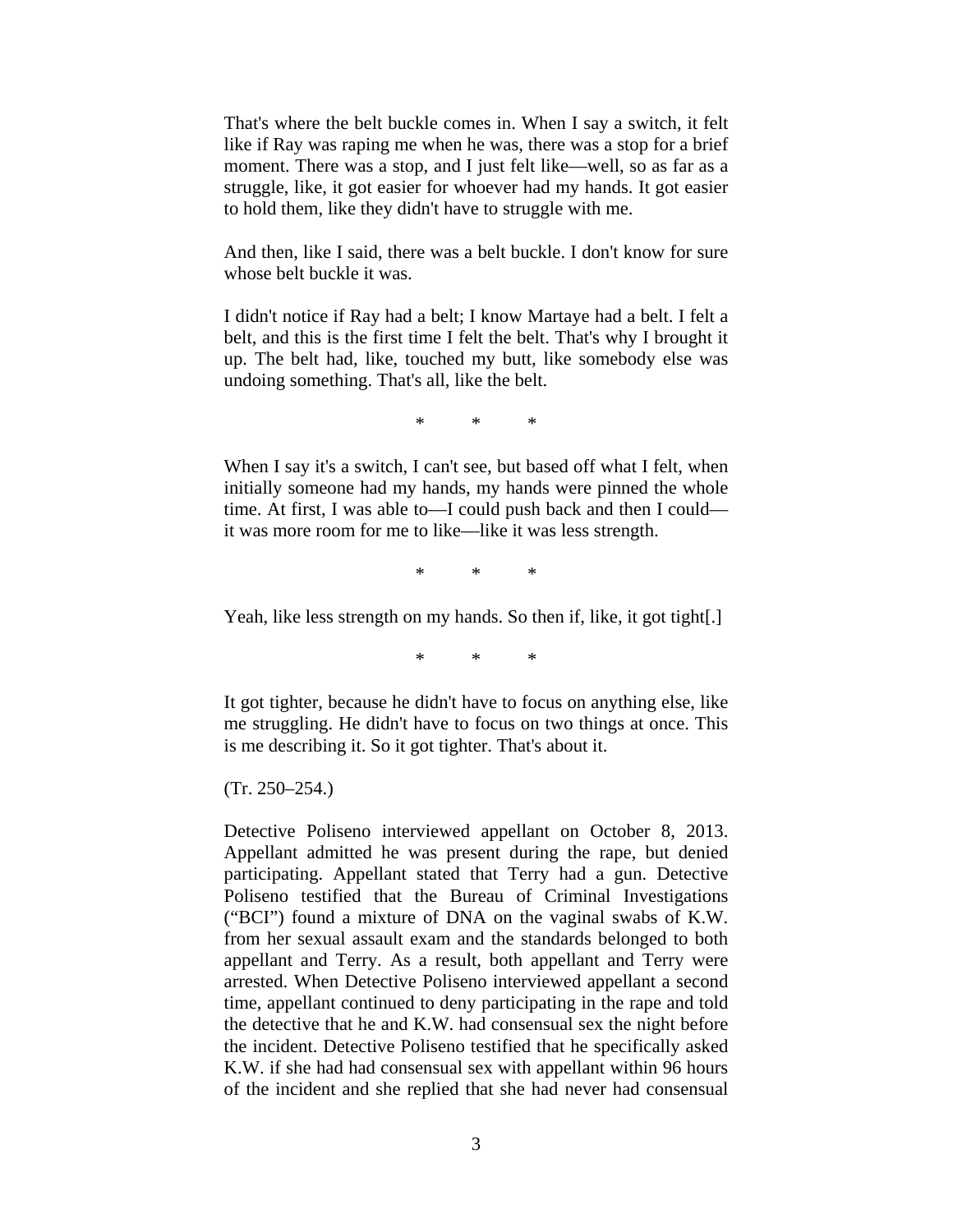That's where the belt buckle comes in. When I say a switch, it felt like if Ray was raping me when he was, there was a stop for a brief moment. There was a stop, and I just felt like—well, so as far as a struggle, like, it got easier for whoever had my hands. It got easier to hold them, like they didn't have to struggle with me.

And then, like I said, there was a belt buckle. I don't know for sure whose belt buckle it was.

I didn't notice if Ray had a belt; I know Martaye had a belt. I felt a belt, and this is the first time I felt the belt. That's why I brought it up. The belt had, like, touched my butt, like somebody else was undoing something. That's all, like the belt.

\* \* \*

When I say it's a switch, I can't see, but based off what I felt, when initially someone had my hands, my hands were pinned the whole time. At first, I was able to—I could push back and then I could—it was more room for me to like—like it was less strength.

\* \* \*

Yeah, like less strength on my hands. So then if, like, it got tight[.]

\* \* \*

It got tighter, because he didn't have to focus on anything else, like me struggling. He didn't have to focus on two things at once. This is me describing it. So it got tighter. That's about it.

(Tr. 250–254.)

Detective Poliseno interviewed appellant on October 8, 2013. Appellant admitted he was present during the rape, but denied participating. Appellant stated that Terry had a gun. Detective Poliseno testified that the Bureau of Criminal Investigations ("BCI") found a mixture of DNA on the vaginal swabs of K.W. from her sexual assault exam and the standards belonged to both appellant and Terry. As a result, both appellant and Terry were arrested. When Detective Poliseno interviewed appellant a second time, appellant continued to deny participating in the rape and told the detective that he and K.W. had consensual sex the night before the incident. Detective Poliseno testified that he specifically asked K.W. if she had had consensual sex with appellant within 96 hours of the incident and she replied that she had never had consensual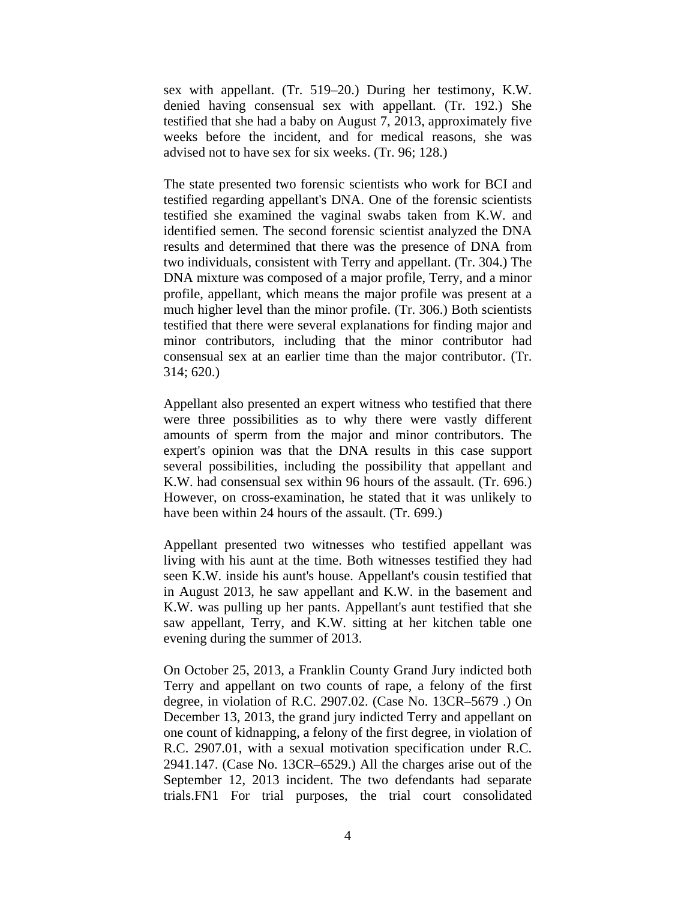sex with appellant. (Tr. 519–20.) During her testimony, K.W. denied having consensual sex with appellant. (Tr. 192.) She testified that she had a baby on August 7, 2013, approximately five weeks before the incident, and for medical reasons, she was advised not to have sex for six weeks. (Tr. 96; 128.)

The state presented two forensic scientists who work for BCI and testified regarding appellant's DNA. One of the forensic scientists testified she examined the vaginal swabs taken from K.W. and identified semen. The second forensic scientist analyzed the DNA results and determined that there was the presence of DNA from two individuals, consistent with Terry and appellant. (Tr. 304.) The DNA mixture was composed of a major profile, Terry, and a minor profile, appellant, which means the major profile was present at a much higher level than the minor profile. (Tr. 306.) Both scientists testified that there were several explanations for finding major and minor contributors, including that the minor contributor had consensual sex at an earlier time than the major contributor. (Tr. 314; 620.)

Appellant also presented an expert witness who testified that there were three possibilities as to why there were vastly different amounts of sperm from the major and minor contributors. The expert's opinion was that the DNA results in this case support several possibilities, including the possibility that appellant and K.W. had consensual sex within 96 hours of the assault. (Tr. 696.) However, on cross-examination, he stated that it was unlikely to have been within 24 hours of the assault. (Tr. 699.)

Appellant presented two witnesses who testified appellant was living with his aunt at the time. Both witnesses testified they had seen K.W. inside his aunt's house. Appellant's cousin testified that in August 2013, he saw appellant and K.W. in the basement and K.W. was pulling up her pants. Appellant's aunt testified that she saw appellant, Terry, and K.W. sitting at her kitchen table one evening during the summer of 2013.

On October 25, 2013, a Franklin County Grand Jury indicted both Terry and appellant on two counts of rape, a felony of the first degree, in violation of R.C. 2907.02. (Case No. 13CR–5679 .) On December 13, 2013, the grand jury indicted Terry and appellant on one count of kidnapping, a felony of the first degree, in violation of R.C. 2907.01, with a sexual motivation specification under R.C. 2941.147. (Case No. 13CR–6529.) All the charges arise out of the September 12, 2013 incident. The two defendants had separate trials.FN1 For trial purposes, the trial court consolidated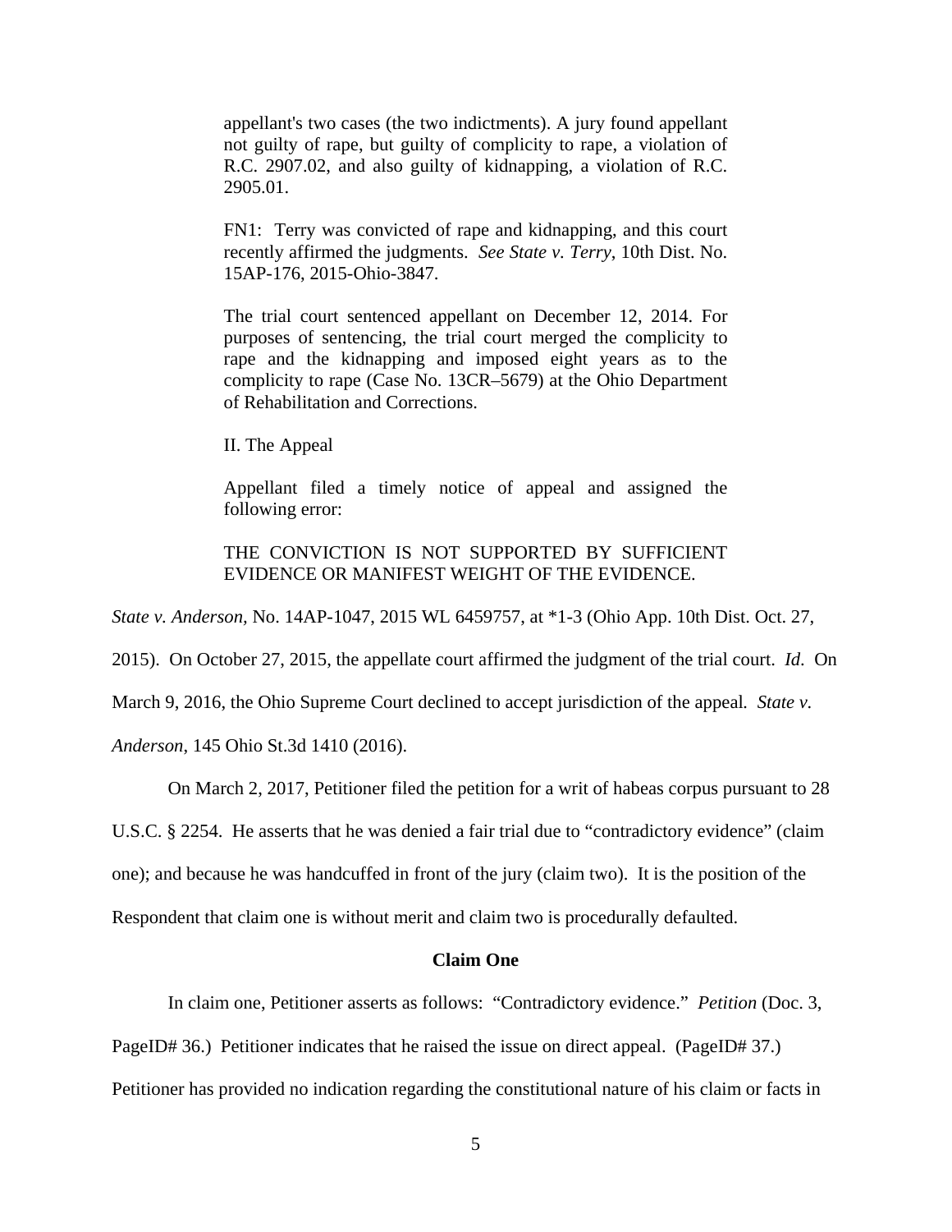> appellant's two cases (the two indictments). A jury found appellant not guilty of rape, but guilty of complicity to rape, a violation of R.C. 2907.02, and also guilty of kidnapping, a violation of R.C. 2905.01.
>
> FN1: Terry was convicted of rape and kidnapping, and this court recently affirmed the judgments. *See State v. Terry*, 10th Dist. No. 15AP-176, 2015-Ohio-3847.
>
> The trial court sentenced appellant on December 12, 2014. For purposes of sentencing, the trial court merged the complicity to rape and the kidnapping and imposed eight years as to the complicity to rape (Case No. 13CR–5679) at the Ohio Department of Rehabilitation and Corrections.
>
> II. The Appeal
>
> Appellant filed a timely notice of appeal and assigned the following error:
>
> THE CONVICTION IS NOT SUPPORTED BY SUFFICIENT EVIDENCE OR MANIFEST WEIGHT OF THE EVIDENCE.

*State v. Anderson,* No. 14AP-1047, 2015 WL 6459757, at *1-3 (Ohio App. 10th Dist. Oct. 27, 2015). On October 27, 2015, the appellate court affirmed the judgment of the trial court. *Id*. On March 9, 2016, the Ohio Supreme Court declined to accept jurisdiction of the appeal. *State v. Anderson*, 145 Ohio St.3d 1410 (2016).

On March 2, 2017, Petitioner filed the petition for a writ of habeas corpus pursuant to 28 U.S.C. § 2254. He asserts that he was denied a fair trial due to "contradictory evidence" (claim one); and because he was handcuffed in front of the jury (claim two). It is the position of the Respondent that claim one is without merit and claim two is procedurally defaulted.

**Claim One**

In claim one, Petitioner asserts as follows: "Contradictory evidence." *Petition* (Doc. 3, PageID# 36.) Petitioner indicates that he raised the issue on direct appeal. (PageID# 37.) Petitioner has provided no indication regarding the constitutional nature of his claim or facts in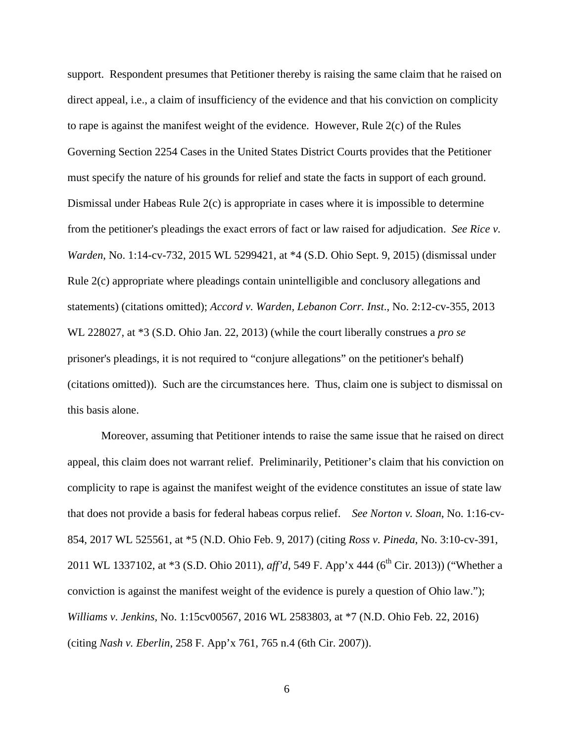support. Respondent presumes that Petitioner thereby is raising the same claim that he raised on direct appeal, i.e., a claim of insufficiency of the evidence and that his conviction on complicity to rape is against the manifest weight of the evidence. However, Rule 2(c) of the Rules Governing Section 2254 Cases in the United States District Courts provides that the Petitioner must specify the nature of his grounds for relief and state the facts in support of each ground. Dismissal under Habeas Rule 2(c) is appropriate in cases where it is impossible to determine from the petitioner's pleadings the exact errors of fact or law raised for adjudication. *See Rice v. Warden*, No. 1:14-cv-732, 2015 WL 5299421, at *4 (S.D. Ohio Sept. 9, 2015) (dismissal under Rule 2(c) appropriate where pleadings contain unintelligible and conclusory allegations and statements) (citations omitted); *Accord v. Warden, Lebanon Corr. Inst*., No. 2:12-cv-355, 2013 WL 228027, at *3 (S.D. Ohio Jan. 22, 2013) (while the court liberally construes a *pro se* prisoner's pleadings, it is not required to "conjure allegations" on the petitioner's behalf) (citations omitted)). Such are the circumstances here. Thus, claim one is subject to dismissal on this basis alone.

Moreover, assuming that Petitioner intends to raise the same issue that he raised on direct appeal, this claim does not warrant relief. Preliminarily, Petitioner's claim that his conviction on complicity to rape is against the manifest weight of the evidence constitutes an issue of state law that does not provide a basis for federal habeas corpus relief. *See Norton v. Sloan*, No. 1:16-cv-854, 2017 WL 525561, at *5 (N.D. Ohio Feb. 9, 2017) (citing *Ross v. Pineda*, No. 3:10-cv-391, 2011 WL 1337102, at *3 (S.D. Ohio 2011), *aff'd*, 549 F. App'x 444 (6th Cir. 2013)) ("Whether a conviction is against the manifest weight of the evidence is purely a question of Ohio law."); *Williams v. Jenkins*, No. 1:15cv00567, 2016 WL 2583803, at *7 (N.D. Ohio Feb. 22, 2016) (citing *Nash v. Eberlin*, 258 F. App'x 761, 765 n.4 (6th Cir. 2007)).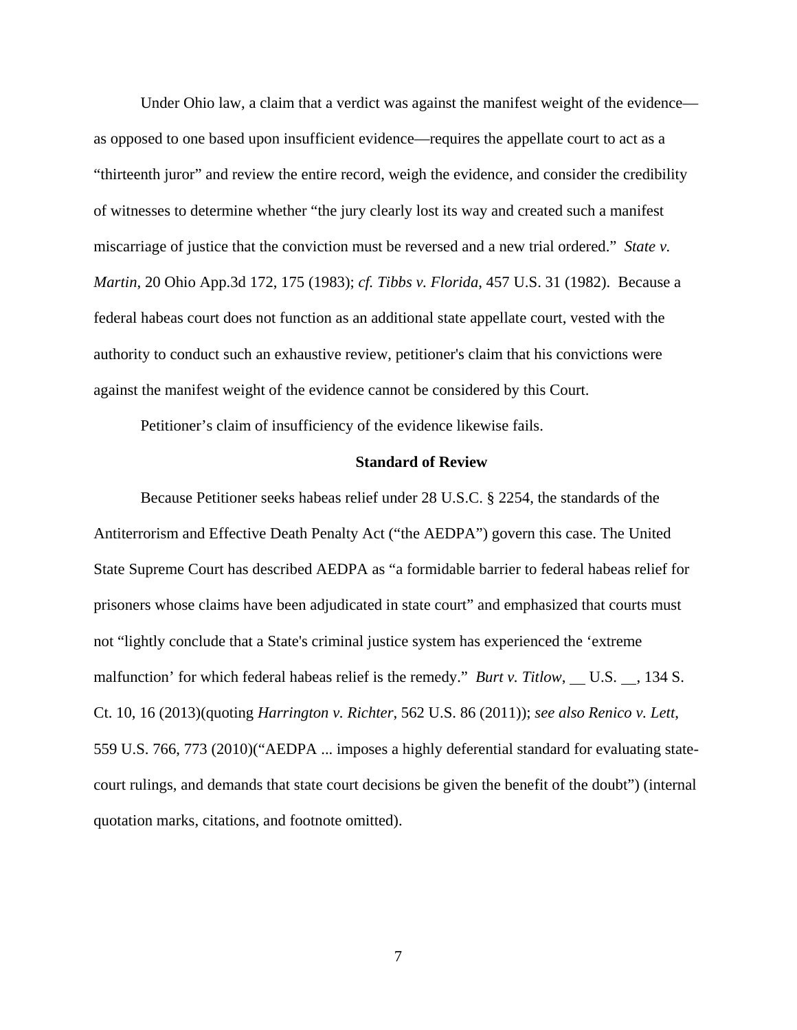Under Ohio law, a claim that a verdict was against the manifest weight of the evidence—as opposed to one based upon insufficient evidence—requires the appellate court to act as a "thirteenth juror" and review the entire record, weigh the evidence, and consider the credibility of witnesses to determine whether "the jury clearly lost its way and created such a manifest miscarriage of justice that the conviction must be reversed and a new trial ordered." *State v. Martin*, 20 Ohio App.3d 172, 175 (1983); *cf. Tibbs v. Florida*, 457 U.S. 31 (1982). Because a federal habeas court does not function as an additional state appellate court, vested with the authority to conduct such an exhaustive review, petitioner's claim that his convictions were against the manifest weight of the evidence cannot be considered by this Court.

Petitioner's claim of insufficiency of the evidence likewise fails.

**Standard of Review**

Because Petitioner seeks habeas relief under 28 U.S.C. § 2254, the standards of the Antiterrorism and Effective Death Penalty Act ("the AEDPA") govern this case. The United State Supreme Court has described AEDPA as "a formidable barrier to federal habeas relief for prisoners whose claims have been adjudicated in state court" and emphasized that courts must not "lightly conclude that a State's criminal justice system has experienced the 'extreme malfunction' for which federal habeas relief is the remedy." *Burt v. Titlow*, __ U.S. __, 134 S. Ct. 10, 16 (2013)(quoting *Harrington v. Richter*, 562 U.S. 86 (2011)); *see also Renico v. Lett*, 559 U.S. 766, 773 (2010)("AEDPA ... imposes a highly deferential standard for evaluating state-court rulings, and demands that state court decisions be given the benefit of the doubt") (internal quotation marks, citations, and footnote omitted).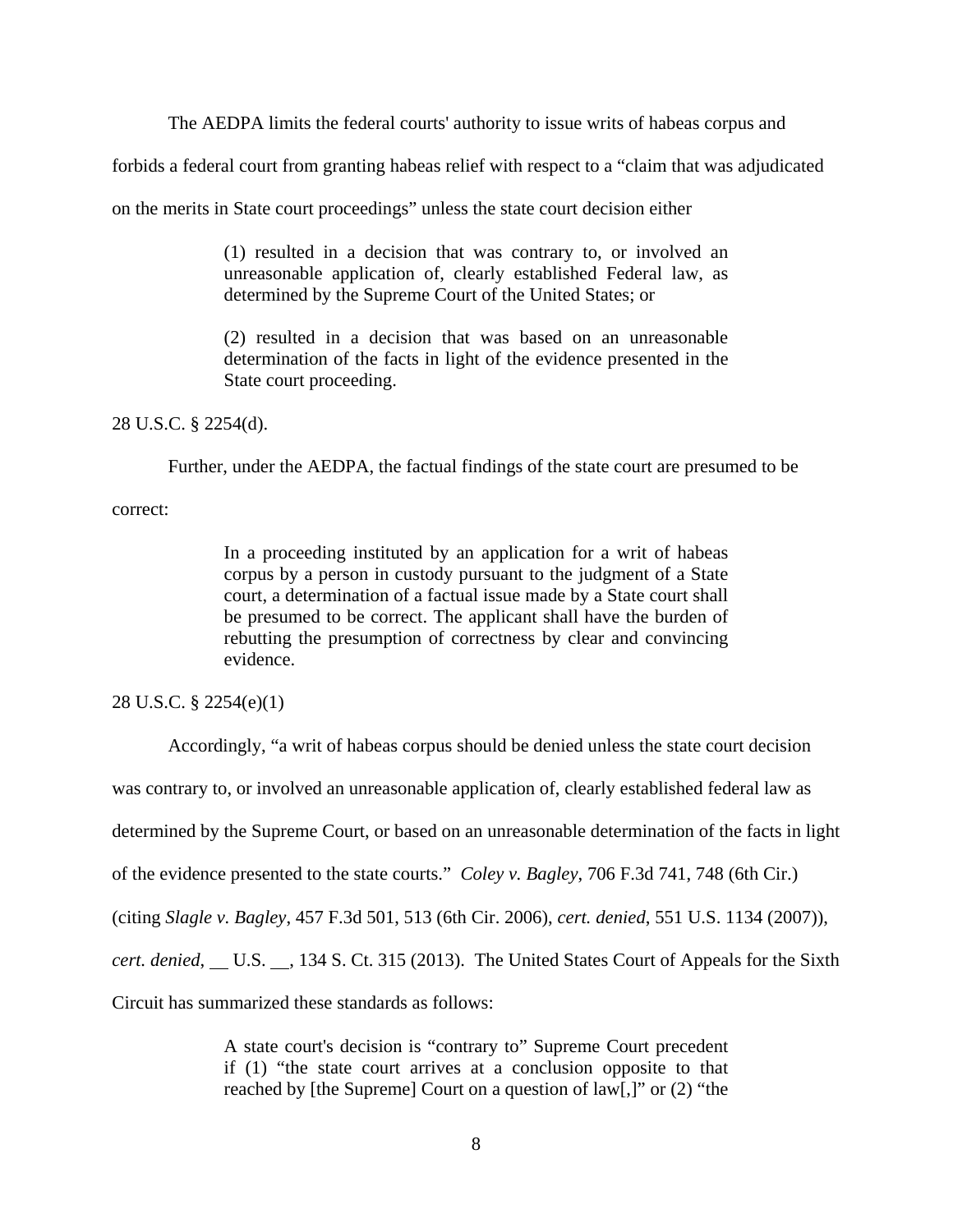The AEDPA limits the federal courts' authority to issue writs of habeas corpus and forbids a federal court from granting habeas relief with respect to a "claim that was adjudicated on the merits in State court proceedings" unless the state court decision either

> (1) resulted in a decision that was contrary to, or involved an unreasonable application of, clearly established Federal law, as determined by the Supreme Court of the United States; or
>
> (2) resulted in a decision that was based on an unreasonable determination of the facts in light of the evidence presented in the State court proceeding.

28 U.S.C. § 2254(d).

Further, under the AEDPA, the factual findings of the state court are presumed to be correct:

> In a proceeding instituted by an application for a writ of habeas corpus by a person in custody pursuant to the judgment of a State court, a determination of a factual issue made by a State court shall be presumed to be correct. The applicant shall have the burden of rebutting the presumption of correctness by clear and convincing evidence.

28 U.S.C. § 2254(e)(1)

Accordingly, "a writ of habeas corpus should be denied unless the state court decision was contrary to, or involved an unreasonable application of, clearly established federal law as determined by the Supreme Court, or based on an unreasonable determination of the facts in light of the evidence presented to the state courts." *Coley v. Bagley*, 706 F.3d 741, 748 (6th Cir.) (citing *Slagle v. Bagley*, 457 F.3d 501, 513 (6th Cir. 2006), *cert. denied*, 551 U.S. 1134 (2007)), *cert. denied,* \_\_ U.S. \_\_, 134 S. Ct. 315 (2013). The United States Court of Appeals for the Sixth Circuit has summarized these standards as follows:

> A state court's decision is "contrary to" Supreme Court precedent if (1) "the state court arrives at a conclusion opposite to that reached by [the Supreme] Court on a question of law[,]" or (2) "the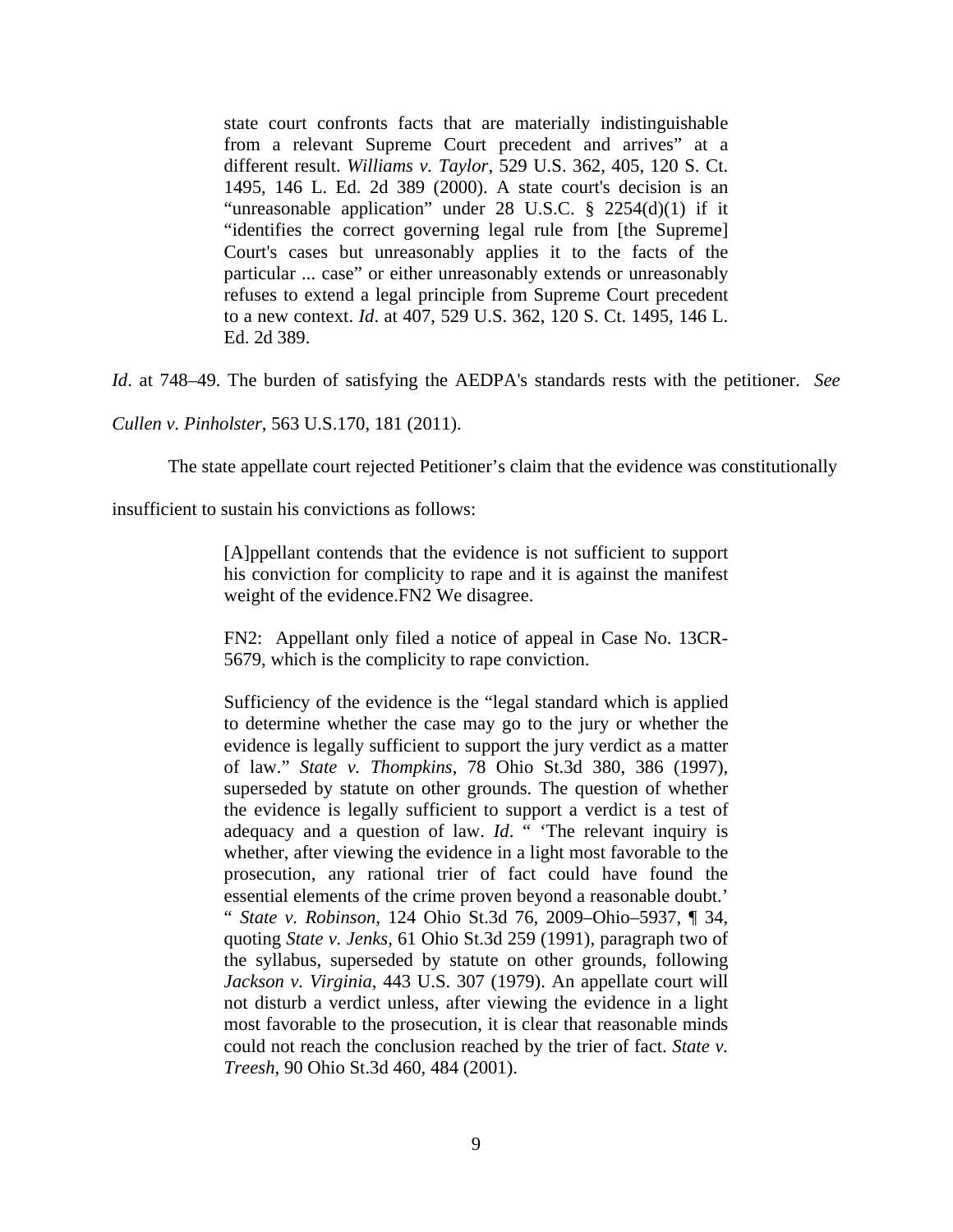> state court confronts facts that are materially indistinguishable from a relevant Supreme Court precedent and arrives" at a different result. *Williams v. Taylor*, 529 U.S. 362, 405, 120 S. Ct. 1495, 146 L. Ed. 2d 389 (2000). A state court's decision is an "unreasonable application" under 28 U.S.C. § 2254(d)(1) if it "identifies the correct governing legal rule from [the Supreme] Court's cases but unreasonably applies it to the facts of the particular ... case" or either unreasonably extends or unreasonably refuses to extend a legal principle from Supreme Court precedent to a new context. *Id*. at 407, 529 U.S. 362, 120 S. Ct. 1495, 146 L. Ed. 2d 389.

*Id*. at 748–49. The burden of satisfying the AEDPA's standards rests with the petitioner. *See Cullen v. Pinholster*, 563 U.S.170, 181 (2011).

The state appellate court rejected Petitioner's claim that the evidence was constitutionally insufficient to sustain his convictions as follows:

> [A]ppellant contends that the evidence is not sufficient to support his conviction for complicity to rape and it is against the manifest weight of the evidence.FN2 We disagree.
>
> FN2: Appellant only filed a notice of appeal in Case No. 13CR-5679, which is the complicity to rape conviction.
>
> Sufficiency of the evidence is the "legal standard which is applied to determine whether the case may go to the jury or whether the evidence is legally sufficient to support the jury verdict as a matter of law." *State v. Thompkins*, 78 Ohio St.3d 380, 386 (1997), superseded by statute on other grounds. The question of whether the evidence is legally sufficient to support a verdict is a test of adequacy and a question of law. *Id*. " 'The relevant inquiry is whether, after viewing the evidence in a light most favorable to the prosecution, any rational trier of fact could have found the essential elements of the crime proven beyond a reasonable doubt.' " *State v. Robinson*, 124 Ohio St.3d 76, 2009–Ohio–5937, ¶ 34, quoting *State v. Jenks*, 61 Ohio St.3d 259 (1991), paragraph two of the syllabus, superseded by statute on other grounds, following *Jackson v. Virginia*, 443 U.S. 307 (1979). An appellate court will not disturb a verdict unless, after viewing the evidence in a light most favorable to the prosecution, it is clear that reasonable minds could not reach the conclusion reached by the trier of fact. *State v. Treesh*, 90 Ohio St.3d 460, 484 (2001).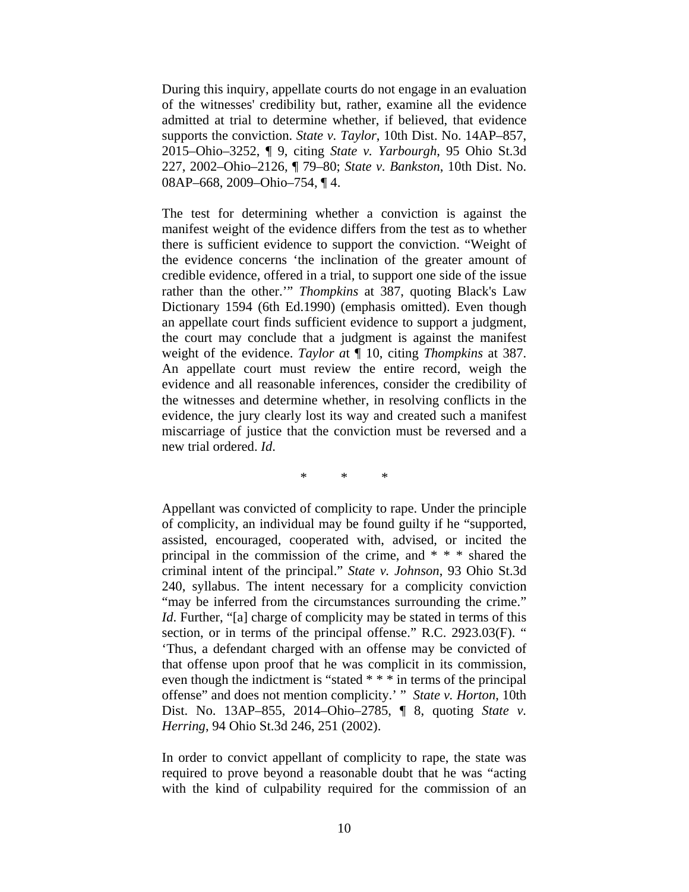During this inquiry, appellate courts do not engage in an evaluation of the witnesses' credibility but, rather, examine all the evidence admitted at trial to determine whether, if believed, that evidence supports the conviction. *State v. Taylor*, 10th Dist. No. 14AP–857, 2015–Ohio–3252, ¶ 9, citing *State v. Yarbourgh*, 95 Ohio St.3d 227, 2002–Ohio–2126, ¶ 79–80; *State v. Bankston*, 10th Dist. No. 08AP–668, 2009–Ohio–754, ¶ 4.

The test for determining whether a conviction is against the manifest weight of the evidence differs from the test as to whether there is sufficient evidence to support the conviction. "Weight of the evidence concerns 'the inclination of the greater amount of credible evidence, offered in a trial, to support one side of the issue rather than the other.'" *Thompkins* at 387, quoting Black's Law Dictionary 1594 (6th Ed.1990) (emphasis omitted). Even though an appellate court finds sufficient evidence to support a judgment, the court may conclude that a judgment is against the manifest weight of the evidence. *Taylor a*t ¶ 10, citing *Thompkins* at 387. An appellate court must review the entire record, weigh the evidence and all reasonable inferences, consider the credibility of the witnesses and determine whether, in resolving conflicts in the evidence, the jury clearly lost its way and created such a manifest miscarriage of justice that the conviction must be reversed and a new trial ordered. *Id.*

\* \* \*

Appellant was convicted of complicity to rape. Under the principle of complicity, an individual may be found guilty if he "supported, assisted, encouraged, cooperated with, advised, or incited the principal in the commission of the crime, and * * * shared the criminal intent of the principal." *State v. Johnson,* 93 Ohio St.3d 240, syllabus. The intent necessary for a complicity conviction "may be inferred from the circumstances surrounding the crime." *Id*. Further, "[a] charge of complicity may be stated in terms of this section, or in terms of the principal offense." R.C. 2923.03(F). " 'Thus, a defendant charged with an offense may be convicted of that offense upon proof that he was complicit in its commission, even though the indictment is "stated * * * in terms of the principal offense" and does not mention complicity.' " *State v. Horton*, 10th Dist. No. 13AP–855, 2014–Ohio–2785, ¶ 8, quoting *State v. Herring*, 94 Ohio St.3d 246, 251 (2002).

In order to convict appellant of complicity to rape, the state was required to prove beyond a reasonable doubt that he was "acting with the kind of culpability required for the commission of an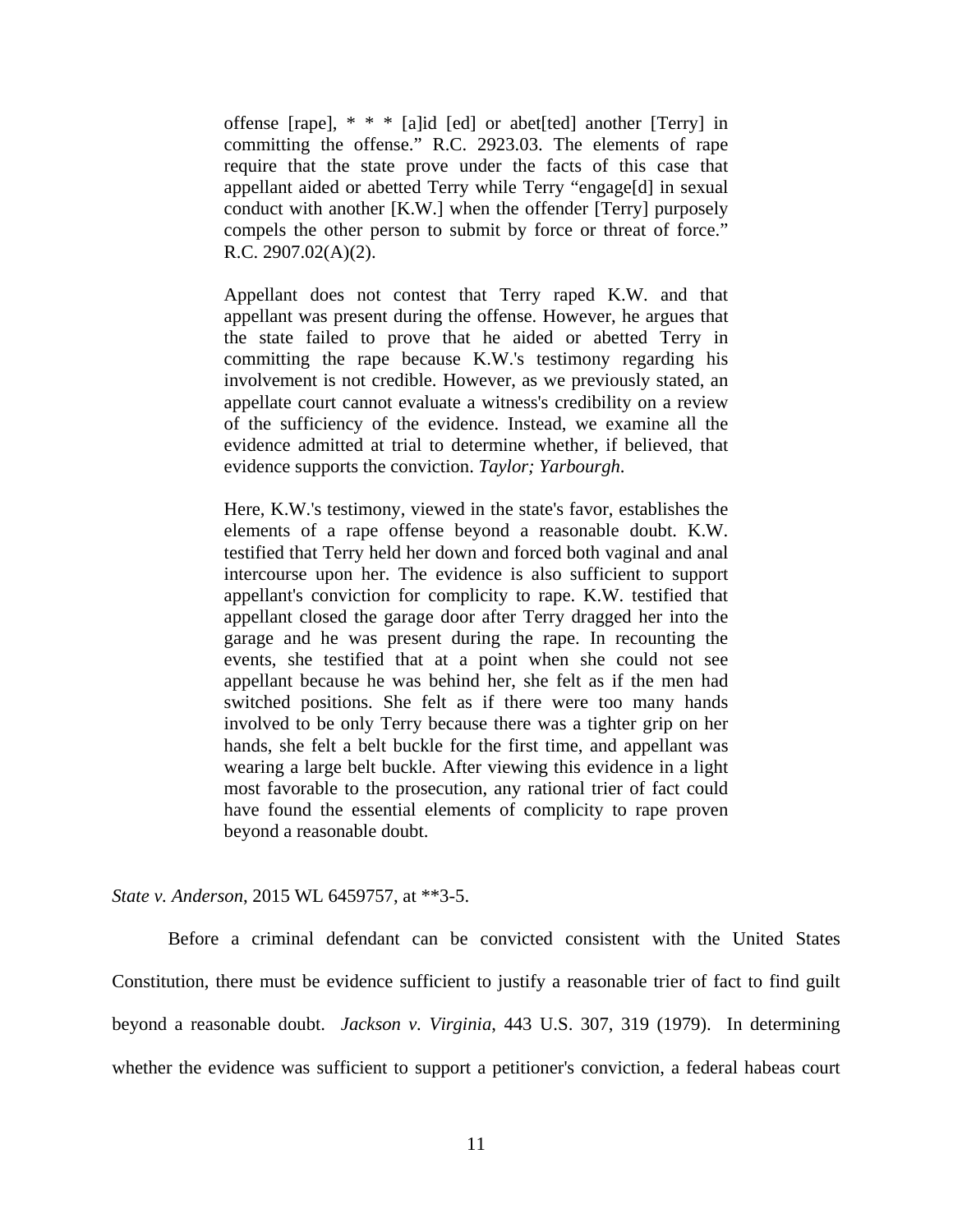> offense [rape], * * * [a]id [ed] or abet[ted] another [Terry] in committing the offense." R.C. 2923.03. The elements of rape require that the state prove under the facts of this case that appellant aided or abetted Terry while Terry "engage[d] in sexual conduct with another [K.W.] when the offender [Terry] purposely compels the other person to submit by force or threat of force." R.C. 2907.02(A)(2).
>
> Appellant does not contest that Terry raped K.W. and that appellant was present during the offense. However, he argues that the state failed to prove that he aided or abetted Terry in committing the rape because K.W.'s testimony regarding his involvement is not credible. However, as we previously stated, an appellate court cannot evaluate a witness's credibility on a review of the sufficiency of the evidence. Instead, we examine all the evidence admitted at trial to determine whether, if believed, that evidence supports the conviction. *Taylor; Yarbourgh.*
>
> Here, K.W.'s testimony, viewed in the state's favor, establishes the elements of a rape offense beyond a reasonable doubt. K.W. testified that Terry held her down and forced both vaginal and anal intercourse upon her. The evidence is also sufficient to support appellant's conviction for complicity to rape. K.W. testified that appellant closed the garage door after Terry dragged her into the garage and he was present during the rape. In recounting the events, she testified that at a point when she could not see appellant because he was behind her, she felt as if the men had switched positions. She felt as if there were too many hands involved to be only Terry because there was a tighter grip on her hands, she felt a belt buckle for the first time, and appellant was wearing a large belt buckle. After viewing this evidence in a light most favorable to the prosecution, any rational trier of fact could have found the essential elements of complicity to rape proven beyond a reasonable doubt.

*State v. Anderson*, 2015 WL 6459757, at **3-5.

Before a criminal defendant can be convicted consistent with the United States Constitution, there must be evidence sufficient to justify a reasonable trier of fact to find guilt beyond a reasonable doubt. *Jackson v. Virginia*, 443 U.S. 307, 319 (1979). In determining whether the evidence was sufficient to support a petitioner's conviction, a federal habeas court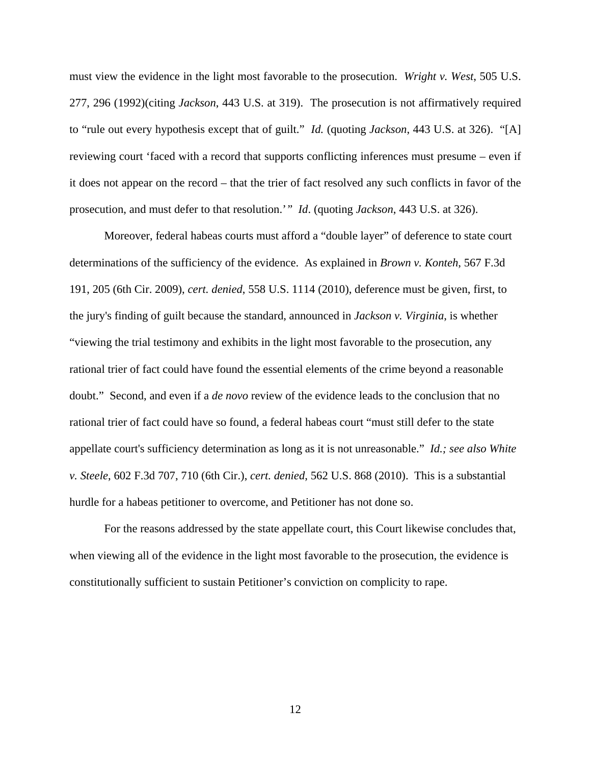must view the evidence in the light most favorable to the prosecution. *Wright v. West*, 505 U.S. 277, 296 (1992)(citing *Jackson*, 443 U.S. at 319). The prosecution is not affirmatively required to "rule out every hypothesis except that of guilt." *Id.* (quoting *Jackson*, 443 U.S. at 326). "[A] reviewing court 'faced with a record that supports conflicting inferences must presume – even if it does not appear on the record – that the trier of fact resolved any such conflicts in favor of the prosecution, and must defer to that resolution.'" *Id*. (quoting *Jackson*, 443 U.S. at 326).

Moreover, federal habeas courts must afford a "double layer" of deference to state court determinations of the sufficiency of the evidence. As explained in *Brown v. Konteh*, 567 F.3d 191, 205 (6th Cir. 2009), *cert. denied*, 558 U.S. 1114 (2010), deference must be given, first, to the jury's finding of guilt because the standard, announced in *Jackson v. Virginia*, is whether "viewing the trial testimony and exhibits in the light most favorable to the prosecution, any rational trier of fact could have found the essential elements of the crime beyond a reasonable doubt." Second, and even if a *de novo* review of the evidence leads to the conclusion that no rational trier of fact could have so found, a federal habeas court "must still defer to the state appellate court's sufficiency determination as long as it is not unreasonable." *Id.; see also White v. Steele*, 602 F.3d 707, 710 (6th Cir.), *cert. denied*, 562 U.S. 868 (2010). This is a substantial hurdle for a habeas petitioner to overcome, and Petitioner has not done so.

For the reasons addressed by the state appellate court, this Court likewise concludes that, when viewing all of the evidence in the light most favorable to the prosecution, the evidence is constitutionally sufficient to sustain Petitioner's conviction on complicity to rape.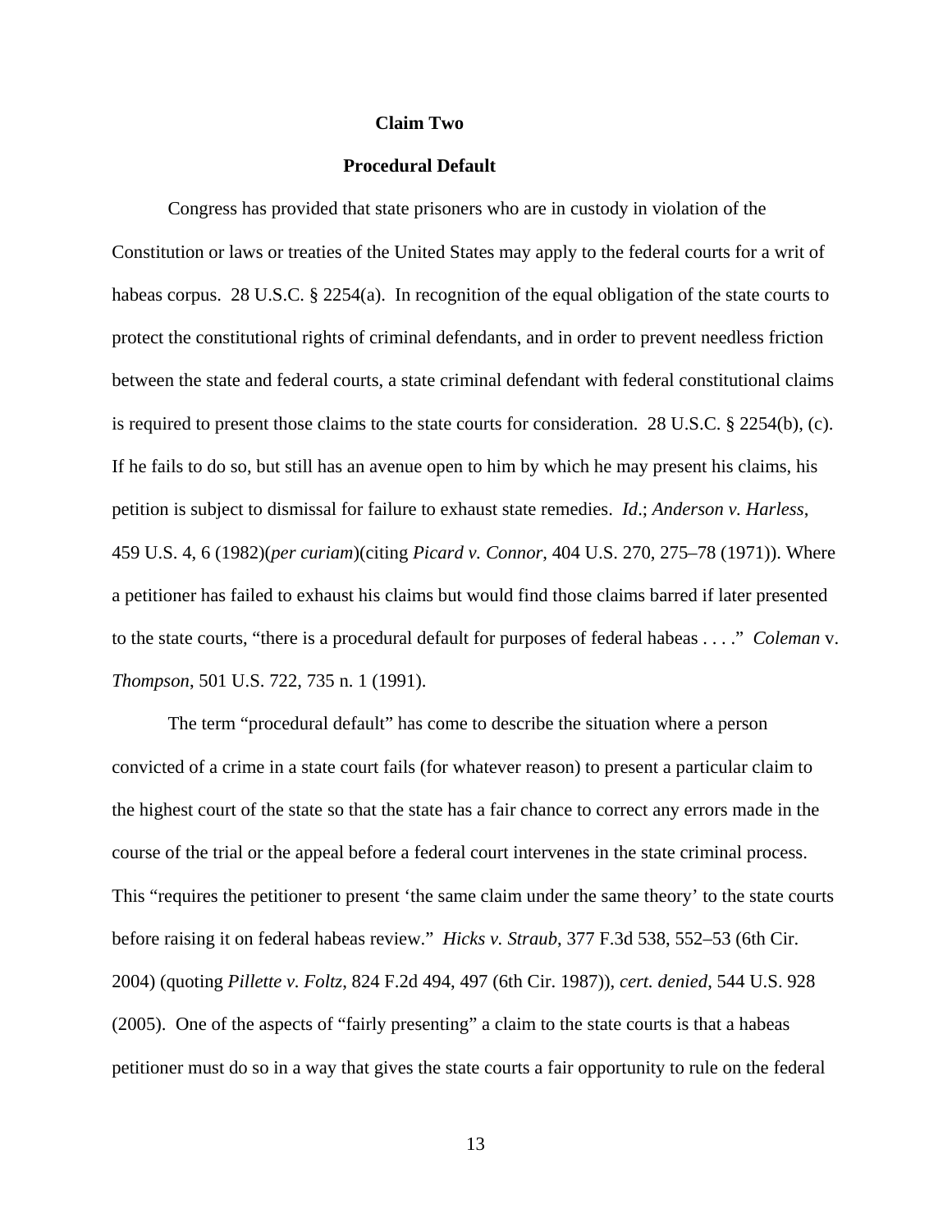**Claim Two**

**Procedural Default**

Congress has provided that state prisoners who are in custody in violation of the Constitution or laws or treaties of the United States may apply to the federal courts for a writ of habeas corpus. 28 U.S.C. § 2254(a). In recognition of the equal obligation of the state courts to protect the constitutional rights of criminal defendants, and in order to prevent needless friction between the state and federal courts, a state criminal defendant with federal constitutional claims is required to present those claims to the state courts for consideration. 28 U.S.C. § 2254(b), (c). If he fails to do so, but still has an avenue open to him by which he may present his claims, his petition is subject to dismissal for failure to exhaust state remedies. *Id*.; *Anderson v. Harless*, 459 U.S. 4, 6 (1982)(*per curiam*)(citing *Picard v. Connor*, 404 U.S. 270, 275–78 (1971)). Where a petitioner has failed to exhaust his claims but would find those claims barred if later presented to the state courts, "there is a procedural default for purposes of federal habeas . . . ." *Coleman* v. *Thompson*, 501 U.S. 722, 735 n. 1 (1991).

The term "procedural default" has come to describe the situation where a person convicted of a crime in a state court fails (for whatever reason) to present a particular claim to the highest court of the state so that the state has a fair chance to correct any errors made in the course of the trial or the appeal before a federal court intervenes in the state criminal process. This "requires the petitioner to present 'the same claim under the same theory' to the state courts before raising it on federal habeas review." *Hicks v. Straub*, 377 F.3d 538, 552–53 (6th Cir. 2004) (quoting *Pillette v. Foltz*, 824 F.2d 494, 497 (6th Cir. 1987)), *cert. denied*, 544 U.S. 928 (2005). One of the aspects of "fairly presenting" a claim to the state courts is that a habeas petitioner must do so in a way that gives the state courts a fair opportunity to rule on the federal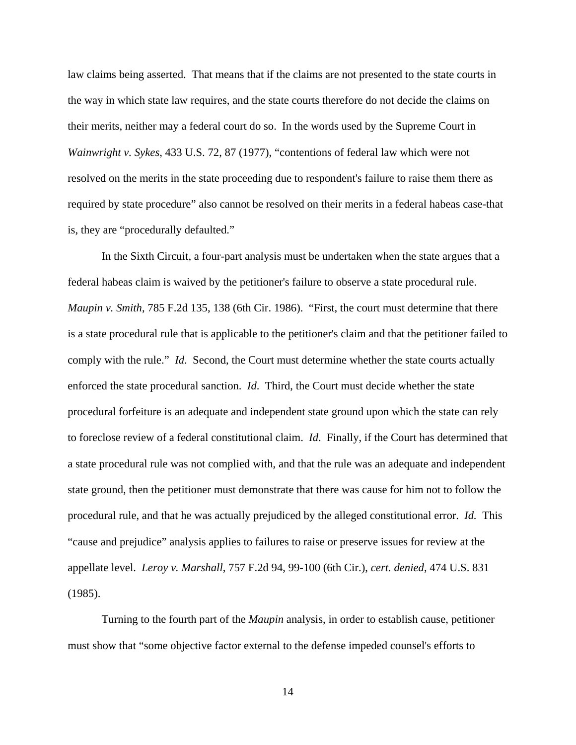law claims being asserted. That means that if the claims are not presented to the state courts in the way in which state law requires, and the state courts therefore do not decide the claims on their merits, neither may a federal court do so. In the words used by the Supreme Court in *Wainwright v. Sykes*, 433 U.S. 72, 87 (1977), "contentions of federal law which were not resolved on the merits in the state proceeding due to respondent's failure to raise them there as required by state procedure" also cannot be resolved on their merits in a federal habeas case-that is, they are "procedurally defaulted."

In the Sixth Circuit, a four-part analysis must be undertaken when the state argues that a federal habeas claim is waived by the petitioner's failure to observe a state procedural rule. *Maupin v. Smith*, 785 F.2d 135, 138 (6th Cir. 1986). "First, the court must determine that there is a state procedural rule that is applicable to the petitioner's claim and that the petitioner failed to comply with the rule." *Id*. Second, the Court must determine whether the state courts actually enforced the state procedural sanction. *Id*. Third, the Court must decide whether the state procedural forfeiture is an adequate and independent state ground upon which the state can rely to foreclose review of a federal constitutional claim. *Id*. Finally, if the Court has determined that a state procedural rule was not complied with, and that the rule was an adequate and independent state ground, then the petitioner must demonstrate that there was cause for him not to follow the procedural rule, and that he was actually prejudiced by the alleged constitutional error. *Id.* This "cause and prejudice" analysis applies to failures to raise or preserve issues for review at the appellate level. *Leroy v. Marshall*, 757 F.2d 94, 99-100 (6th Cir.), *cert. denied*, 474 U.S. 831 (1985).

Turning to the fourth part of the *Maupin* analysis, in order to establish cause, petitioner must show that "some objective factor external to the defense impeded counsel's efforts to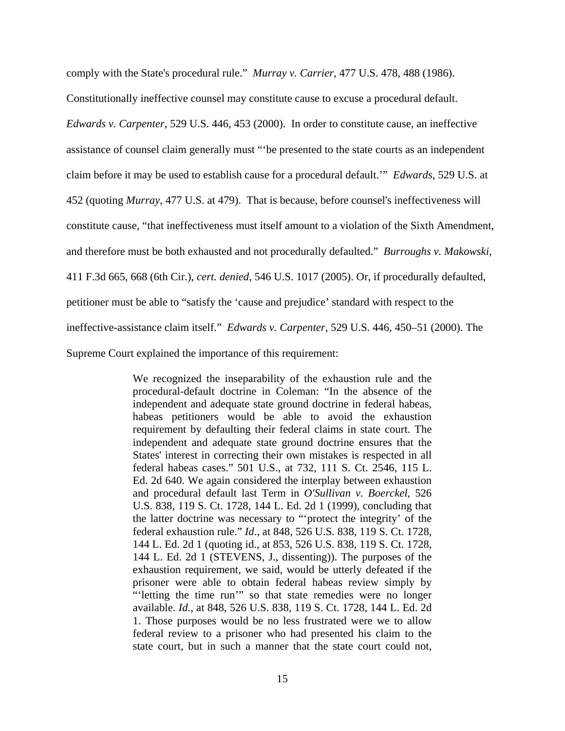comply with the State's procedural rule." *Murray v. Carrier*, 477 U.S. 478, 488 (1986). Constitutionally ineffective counsel may constitute cause to excuse a procedural default. *Edwards v. Carpenter*, 529 U.S. 446, 453 (2000). In order to constitute cause, an ineffective assistance of counsel claim generally must "'be presented to the state courts as an independent claim before it may be used to establish cause for a procedural default.'" *Edwards*, 529 U.S. at 452 (quoting *Murray*, 477 U.S. at 479). That is because, before counsel's ineffectiveness will constitute cause, "that ineffectiveness must itself amount to a violation of the Sixth Amendment, and therefore must be both exhausted and not procedurally defaulted." *Burroughs v. Makowski*, 411 F.3d 665, 668 (6th Cir.), *cert. denied*, 546 U.S. 1017 (2005). Or, if procedurally defaulted, petitioner must be able to "satisfy the 'cause and prejudice' standard with respect to the ineffective-assistance claim itself." *Edwards v. Carpenter*, 529 U.S. 446, 450–51 (2000). The Supreme Court explained the importance of this requirement:

> We recognized the inseparability of the exhaustion rule and the procedural-default doctrine in Coleman: "In the absence of the independent and adequate state ground doctrine in federal habeas, habeas petitioners would be able to avoid the exhaustion requirement by defaulting their federal claims in state court. The independent and adequate state ground doctrine ensures that the States' interest in correcting their own mistakes is respected in all federal habeas cases." 501 U.S., at 732, 111 S. Ct. 2546, 115 L. Ed. 2d 640. We again considered the interplay between exhaustion and procedural default last Term in *O'Sullivan v. Boerckel*, 526 U.S. 838, 119 S. Ct. 1728, 144 L. Ed. 2d 1 (1999), concluding that the latter doctrine was necessary to "'protect the integrity' of the federal exhaustion rule." *Id*., at 848, 526 U.S. 838, 119 S. Ct. 1728, 144 L. Ed. 2d 1 (quoting id., at 853, 526 U.S. 838, 119 S. Ct. 1728, 144 L. Ed. 2d 1 (STEVENS, J., dissenting)). The purposes of the exhaustion requirement, we said, would be utterly defeated if the prisoner were able to obtain federal habeas review simply by "'letting the time run'" so that state remedies were no longer available. *Id.*, at 848, 526 U.S. 838, 119 S. Ct. 1728, 144 L. Ed. 2d 1. Those purposes would be no less frustrated were we to allow federal review to a prisoner who had presented his claim to the state court, but in such a manner that the state court could not,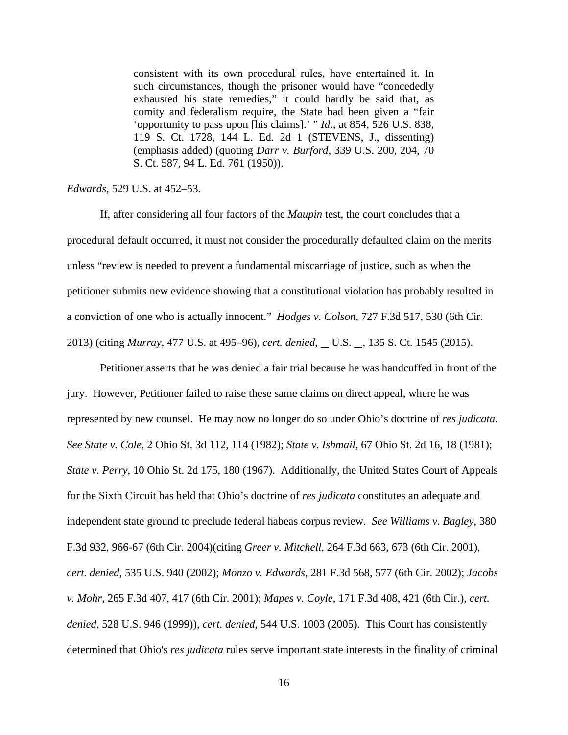> consistent with its own procedural rules, have entertained it. In such circumstances, though the prisoner would have "concededly exhausted his state remedies," it could hardly be said that, as comity and federalism require, the State had been given a "fair 'opportunity to pass upon [his claims].' " *Id*., at 854, 526 U.S. 838, 119 S. Ct. 1728, 144 L. Ed. 2d 1 (STEVENS, J., dissenting) (emphasis added) (quoting *Darr v. Burford*, 339 U.S. 200, 204, 70 S. Ct. 587, 94 L. Ed. 761 (1950)).

*Edwards*, 529 U.S. at 452–53.

If, after considering all four factors of the *Maupin* test, the court concludes that a procedural default occurred, it must not consider the procedurally defaulted claim on the merits unless "review is needed to prevent a fundamental miscarriage of justice, such as when the petitioner submits new evidence showing that a constitutional violation has probably resulted in a conviction of one who is actually innocent." *Hodges v. Colson*, 727 F.3d 517, 530 (6th Cir. 2013) (citing *Murray*, 477 U.S. at 495–96), *cert. denied*, __ U.S. __, 135 S. Ct. 1545 (2015).

Petitioner asserts that he was denied a fair trial because he was handcuffed in front of the jury. However, Petitioner failed to raise these same claims on direct appeal, where he was represented by new counsel. He may now no longer do so under Ohio's doctrine of *res judicata*. *See State v. Cole*, 2 Ohio St. 3d 112, 114 (1982); *State v. Ishmail*, 67 Ohio St. 2d 16, 18 (1981); *State v. Perry*, 10 Ohio St. 2d 175, 180 (1967). Additionally, the United States Court of Appeals for the Sixth Circuit has held that Ohio's doctrine of *res judicata* constitutes an adequate and independent state ground to preclude federal habeas corpus review. *See Williams v. Bagley*, 380 F.3d 932, 966-67 (6th Cir. 2004)(citing *Greer v. Mitchell*, 264 F.3d 663, 673 (6th Cir. 2001), *cert. denied*, 535 U.S. 940 (2002); *Monzo v. Edwards*, 281 F.3d 568, 577 (6th Cir. 2002); *Jacobs v. Mohr*, 265 F.3d 407, 417 (6th Cir. 2001); *Mapes v. Coyle*, 171 F.3d 408, 421 (6th Cir.), *cert. denied*, 528 U.S. 946 (1999)), *cert. denied*, 544 U.S. 1003 (2005). This Court has consistently determined that Ohio's *res judicata* rules serve important state interests in the finality of criminal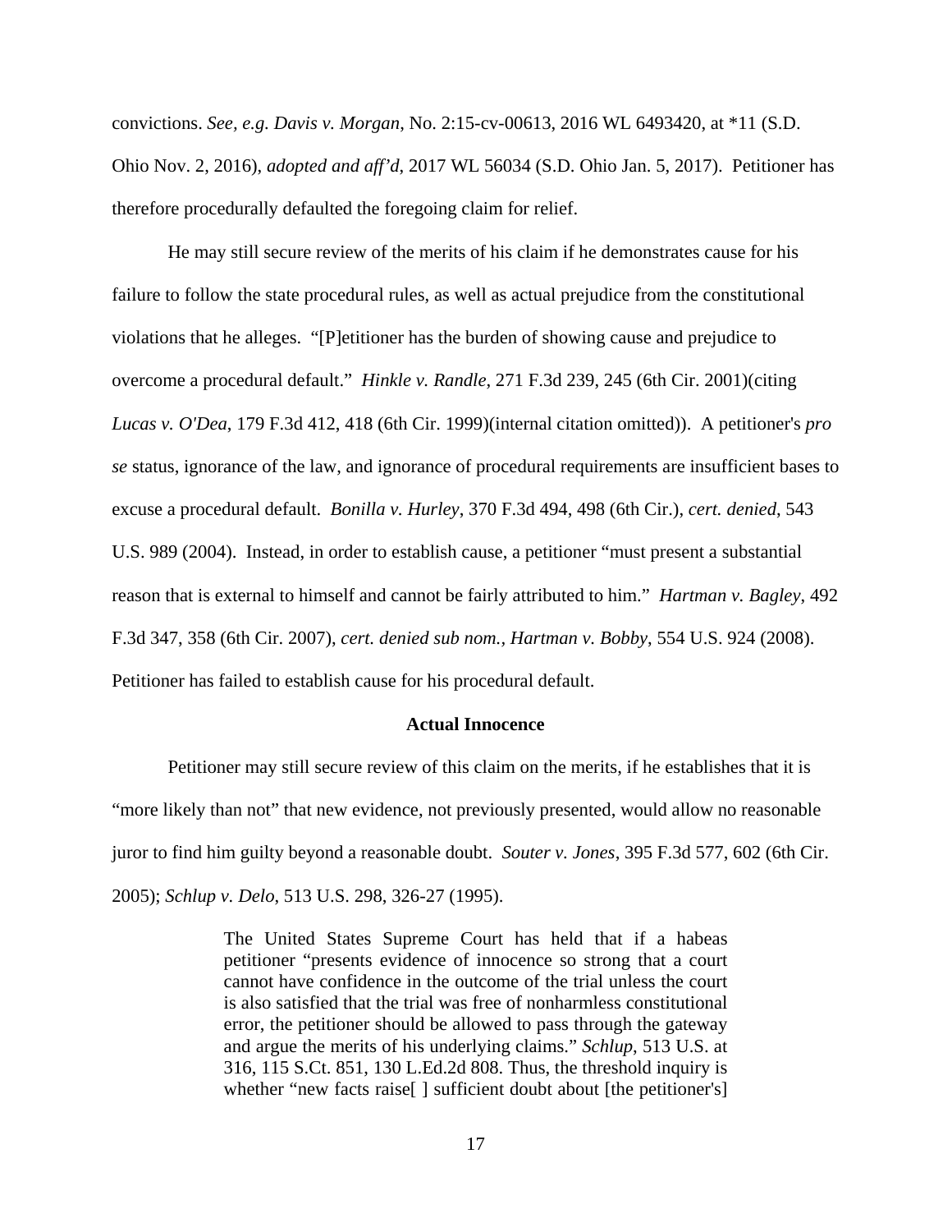convictions. *See, e.g. Davis v. Morgan*, No. 2:15-cv-00613, 2016 WL 6493420, at *11 (S.D. Ohio Nov. 2, 2016), *adopted and aff'd*, 2017 WL 56034 (S.D. Ohio Jan. 5, 2017). Petitioner has therefore procedurally defaulted the foregoing claim for relief.

He may still secure review of the merits of his claim if he demonstrates cause for his failure to follow the state procedural rules, as well as actual prejudice from the constitutional violations that he alleges. "[P]etitioner has the burden of showing cause and prejudice to overcome a procedural default." *Hinkle v. Randle*, 271 F.3d 239, 245 (6th Cir. 2001)(citing *Lucas v. O'Dea*, 179 F.3d 412, 418 (6th Cir. 1999)(internal citation omitted)). A petitioner's *pro se* status, ignorance of the law, and ignorance of procedural requirements are insufficient bases to excuse a procedural default. *Bonilla v. Hurley*, 370 F.3d 494, 498 (6th Cir.), *cert. denied*, 543 U.S. 989 (2004). Instead, in order to establish cause, a petitioner "must present a substantial reason that is external to himself and cannot be fairly attributed to him." *Hartman v. Bagley*, 492 F.3d 347, 358 (6th Cir. 2007), *cert. denied sub nom., Hartman v. Bobby*, 554 U.S. 924 (2008). Petitioner has failed to establish cause for his procedural default.

**Actual Innocence**

Petitioner may still secure review of this claim on the merits, if he establishes that it is "more likely than not" that new evidence, not previously presented, would allow no reasonable juror to find him guilty beyond a reasonable doubt. *Souter v. Jones*, 395 F.3d 577, 602 (6th Cir. 2005); *Schlup v. Delo*, 513 U.S. 298, 326-27 (1995).

> The United States Supreme Court has held that if a habeas petitioner "presents evidence of innocence so strong that a court cannot have confidence in the outcome of the trial unless the court is also satisfied that the trial was free of nonharmless constitutional error, the petitioner should be allowed to pass through the gateway and argue the merits of his underlying claims." *Schlup*, 513 U.S. at 316, 115 S.Ct. 851, 130 L.Ed.2d 808. Thus, the threshold inquiry is whether "new facts raise[ ] sufficient doubt about [the petitioner's]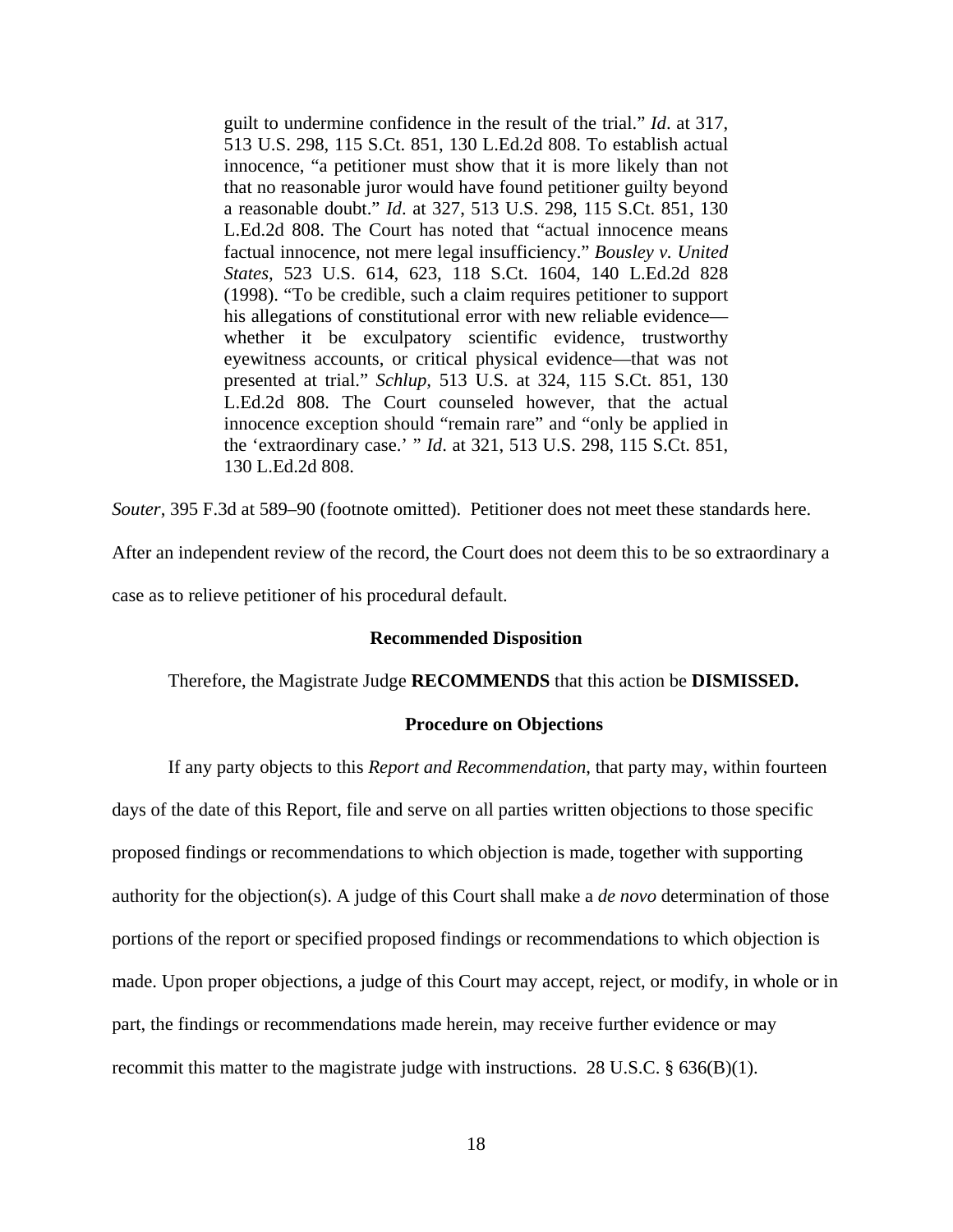> guilt to undermine confidence in the result of the trial." *Id*. at 317, 513 U.S. 298, 115 S.Ct. 851, 130 L.Ed.2d 808. To establish actual innocence, "a petitioner must show that it is more likely than not that no reasonable juror would have found petitioner guilty beyond a reasonable doubt." *Id*. at 327, 513 U.S. 298, 115 S.Ct. 851, 130 L.Ed.2d 808. The Court has noted that "actual innocence means factual innocence, not mere legal insufficiency." *Bousley v. United States*, 523 U.S. 614, 623, 118 S.Ct. 1604, 140 L.Ed.2d 828 (1998). "To be credible, such a claim requires petitioner to support his allegations of constitutional error with new reliable evidence—whether it be exculpatory scientific evidence, trustworthy eyewitness accounts, or critical physical evidence—that was not presented at trial." *Schlup*, 513 U.S. at 324, 115 S.Ct. 851, 130 L.Ed.2d 808. The Court counseled however, that the actual innocence exception should "remain rare" and "only be applied in the 'extraordinary case.' " *Id*. at 321, 513 U.S. 298, 115 S.Ct. 851, 130 L.Ed.2d 808.

*Souter*, 395 F.3d at 589–90 (footnote omitted). Petitioner does not meet these standards here. After an independent review of the record, the Court does not deem this to be so extraordinary a case as to relieve petitioner of his procedural default.

**Recommended Disposition**

Therefore, the Magistrate Judge **RECOMMENDS** that this action be **DISMISSED.**

**Procedure on Objections**

If any party objects to this *Report and Recommendation*, that party may, within fourteen days of the date of this Report, file and serve on all parties written objections to those specific proposed findings or recommendations to which objection is made, together with supporting authority for the objection(s). A judge of this Court shall make a *de novo* determination of those portions of the report or specified proposed findings or recommendations to which objection is made. Upon proper objections, a judge of this Court may accept, reject, or modify, in whole or in part, the findings or recommendations made herein, may receive further evidence or may recommit this matter to the magistrate judge with instructions. 28 U.S.C. § 636(B)(1).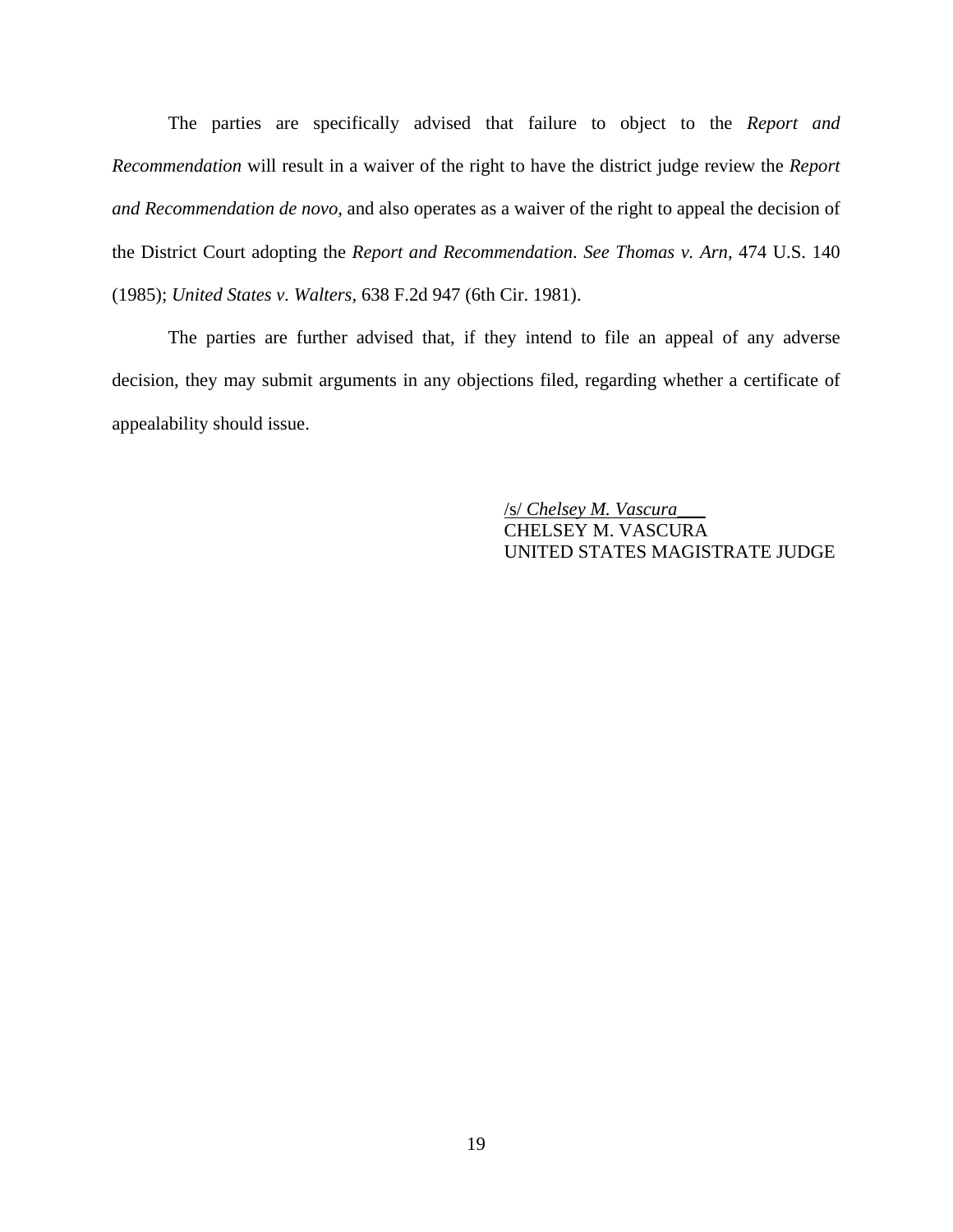The parties are specifically advised that failure to object to the *Report and Recommendation* will result in a waiver of the right to have the district judge review the *Report and Recommendation de novo,* and also operates as a waiver of the right to appeal the decision of the District Court adopting the *Report and Recommendation*. *See Thomas v. Arn*, 474 U.S. 140 (1985); *United States v. Walters*, 638 F.2d 947 (6th Cir. 1981).

The parties are further advised that, if they intend to file an appeal of any adverse decision, they may submit arguments in any objections filed, regarding whether a certificate of appealability should issue.

/s/ *Chelsey M. Vascura*
CHELSEY M. VASCURA
UNITED STATES MAGISTRATE JUDGE